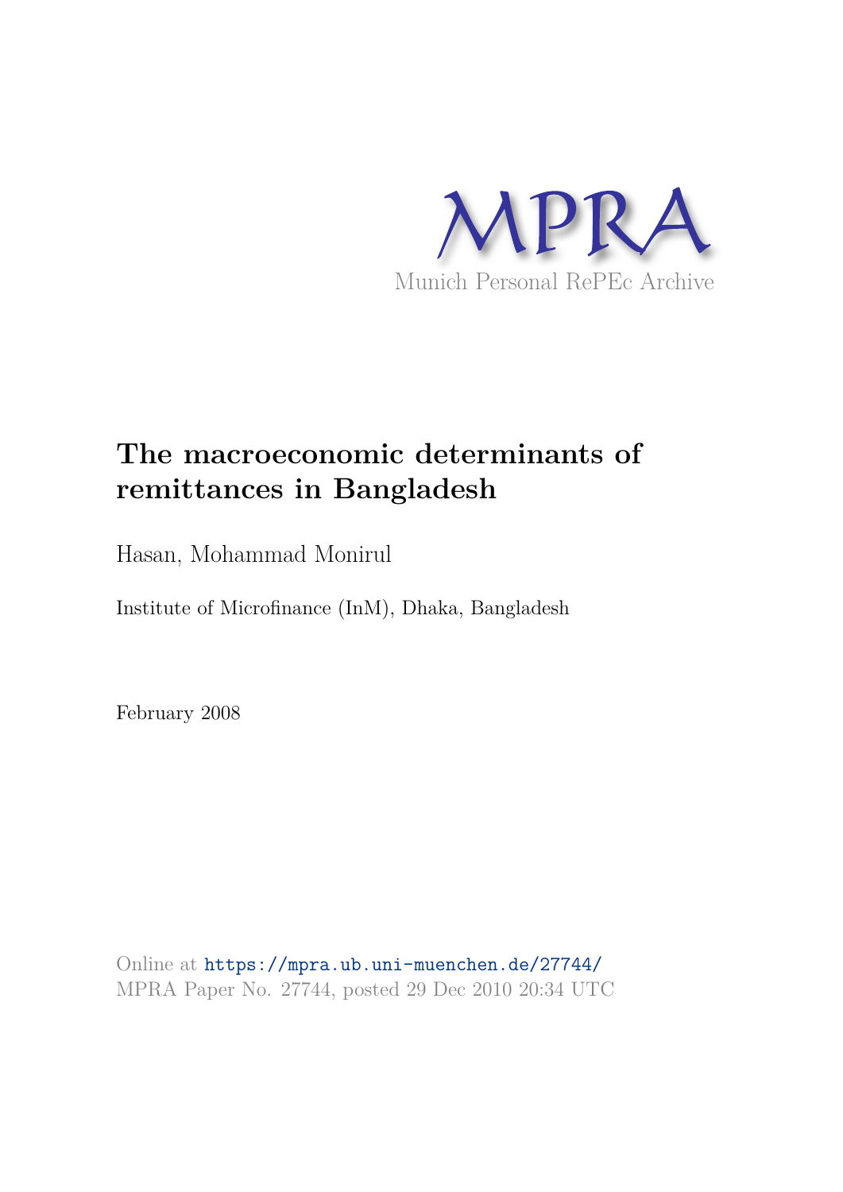MPRA

Munich Personal RePEc Archive

# The macroeconomic determinants of remittances in Bangladesh

Hasan, Mohammad Monirul

Institute of Microfinance (InM), Dhaka, Bangladesh

February 2008

Online at https://mpra.ub.uni-muenchen.de/27744/
MPRA Paper No. 27744, posted 29 Dec 2010 20:34 UTC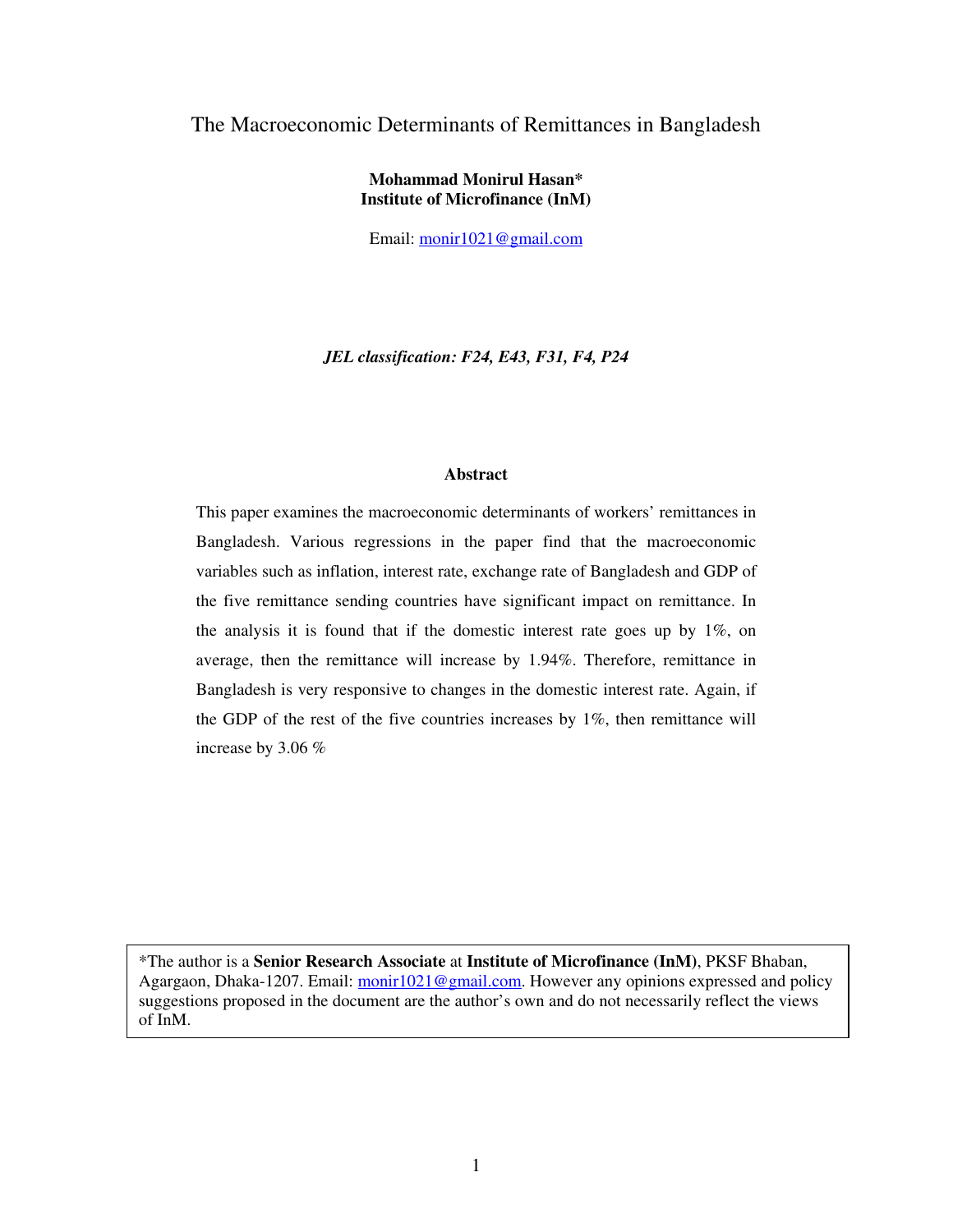# The Macroeconomic Determinants of Remittances in Bangladesh

**Mohammad Monirul Hasan***
**Institute of Microfinance (InM)**

Email: monir1021@gmail.com

***JEL classification: F24, E43, F31, F4, P24***

**Abstract**

This paper examines the macroeconomic determinants of workers' remittances in Bangladesh. Various regressions in the paper find that the macroeconomic variables such as inflation, interest rate, exchange rate of Bangladesh and GDP of the five remittance sending countries have significant impact on remittance. In the analysis it is found that if the domestic interest rate goes up by 1%, on average, then the remittance will increase by 1.94%. Therefore, remittance in Bangladesh is very responsive to changes in the domestic interest rate. Again, if the GDP of the rest of the five countries increases by 1%, then remittance will increase by 3.06 %

*The author is a **Senior Research Associate** at **Institute of Microfinance (InM)**, PKSF Bhaban, Agargaon, Dhaka-1207. Email: monir1021@gmail.com. However any opinions expressed and policy suggestions proposed in the document are the author's own and do not necessarily reflect the views of InM.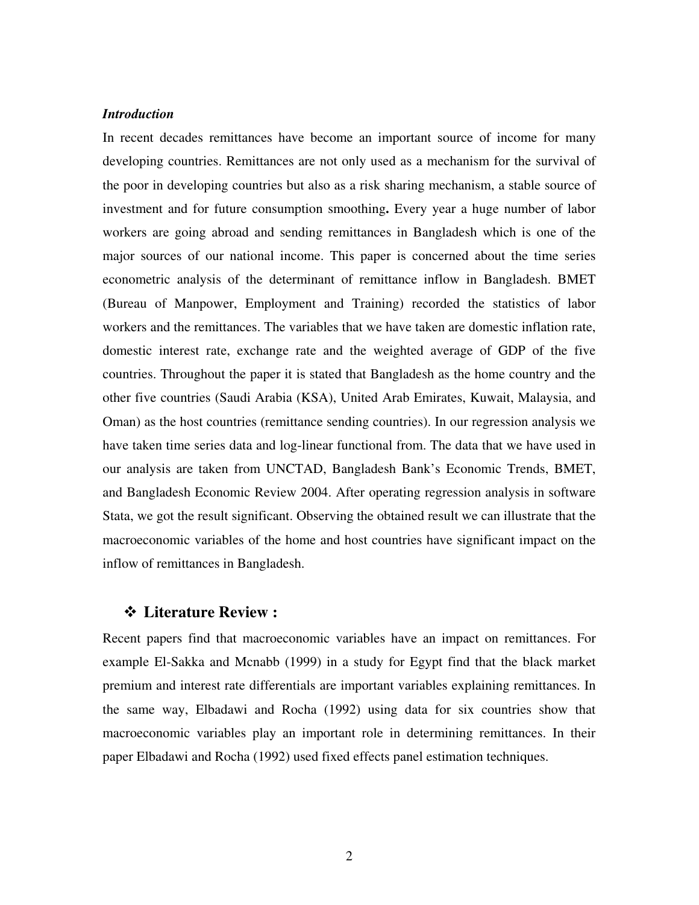### *Introduction*

In recent decades remittances have become an important source of income for many developing countries. Remittances are not only used as a mechanism for the survival of the poor in developing countries but also as a risk sharing mechanism, a stable source of investment and for future consumption smoothing**.** Every year a huge number of labor workers are going abroad and sending remittances in Bangladesh which is one of the major sources of our national income. This paper is concerned about the time series econometric analysis of the determinant of remittance inflow in Bangladesh. BMET (Bureau of Manpower, Employment and Training) recorded the statistics of labor workers and the remittances. The variables that we have taken are domestic inflation rate, domestic interest rate, exchange rate and the weighted average of GDP of the five countries. Throughout the paper it is stated that Bangladesh as the home country and the other five countries (Saudi Arabia (KSA), United Arab Emirates, Kuwait, Malaysia, and Oman) as the host countries (remittance sending countries). In our regression analysis we have taken time series data and log-linear functional from. The data that we have used in our analysis are taken from UNCTAD, Bangladesh Bank's Economic Trends, BMET, and Bangladesh Economic Review 2004. After operating regression analysis in software Stata, we got the result significant. Observing the obtained result we can illustrate that the macroeconomic variables of the home and host countries have significant impact on the inflow of remittances in Bangladesh.

## ❖ Literature Review :

Recent papers find that macroeconomic variables have an impact on remittances. For example El-Sakka and Mcnabb (1999) in a study for Egypt find that the black market premium and interest rate differentials are important variables explaining remittances. In the same way, Elbadawi and Rocha (1992) using data for six countries show that macroeconomic variables play an important role in determining remittances. In their paper Elbadawi and Rocha (1992) used fixed effects panel estimation techniques.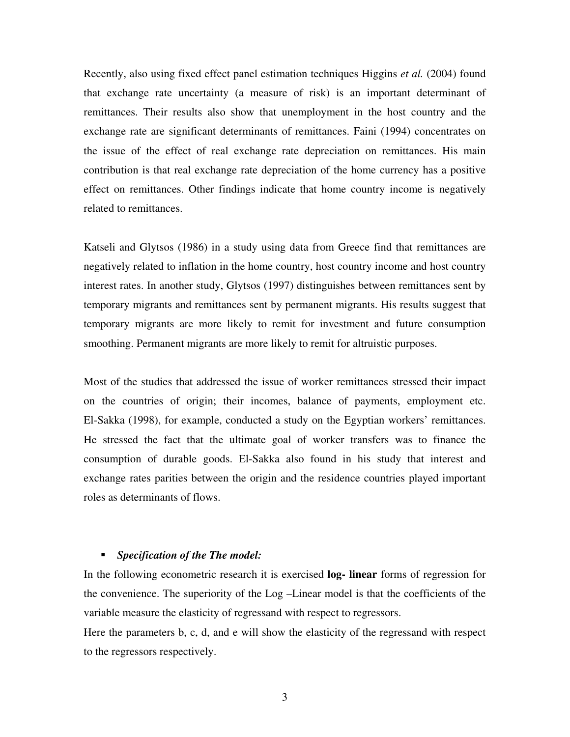Recently, also using fixed effect panel estimation techniques Higgins *et al.* (2004) found that exchange rate uncertainty (a measure of risk) is an important determinant of remittances. Their results also show that unemployment in the host country and the exchange rate are significant determinants of remittances. Faini (1994) concentrates on the issue of the effect of real exchange rate depreciation on remittances. His main contribution is that real exchange rate depreciation of the home currency has a positive effect on remittances. Other findings indicate that home country income is negatively related to remittances.

Katseli and Glytsos (1986) in a study using data from Greece find that remittances are negatively related to inflation in the home country, host country income and host country interest rates. In another study, Glytsos (1997) distinguishes between remittances sent by temporary migrants and remittances sent by permanent migrants. His results suggest that temporary migrants are more likely to remit for investment and future consumption smoothing. Permanent migrants are more likely to remit for altruistic purposes.

Most of the studies that addressed the issue of worker remittances stressed their impact on the countries of origin; their incomes, balance of payments, employment etc. El-Sakka (1998), for example, conducted a study on the Egyptian workers' remittances. He stressed the fact that the ultimate goal of worker transfers was to finance the consumption of durable goods. El-Sakka also found in his study that interest and exchange rates parities between the origin and the residence countries played important roles as determinants of flows.

- ***Specification of the The model:***

In the following econometric research it is exercised **log- linear** forms of regression for the convenience. The superiority of the Log –Linear model is that the coefficients of the variable measure the elasticity of regressand with respect to regressors.

Here the parameters b, c, d, and e will show the elasticity of the regressand with respect to the regressors respectively.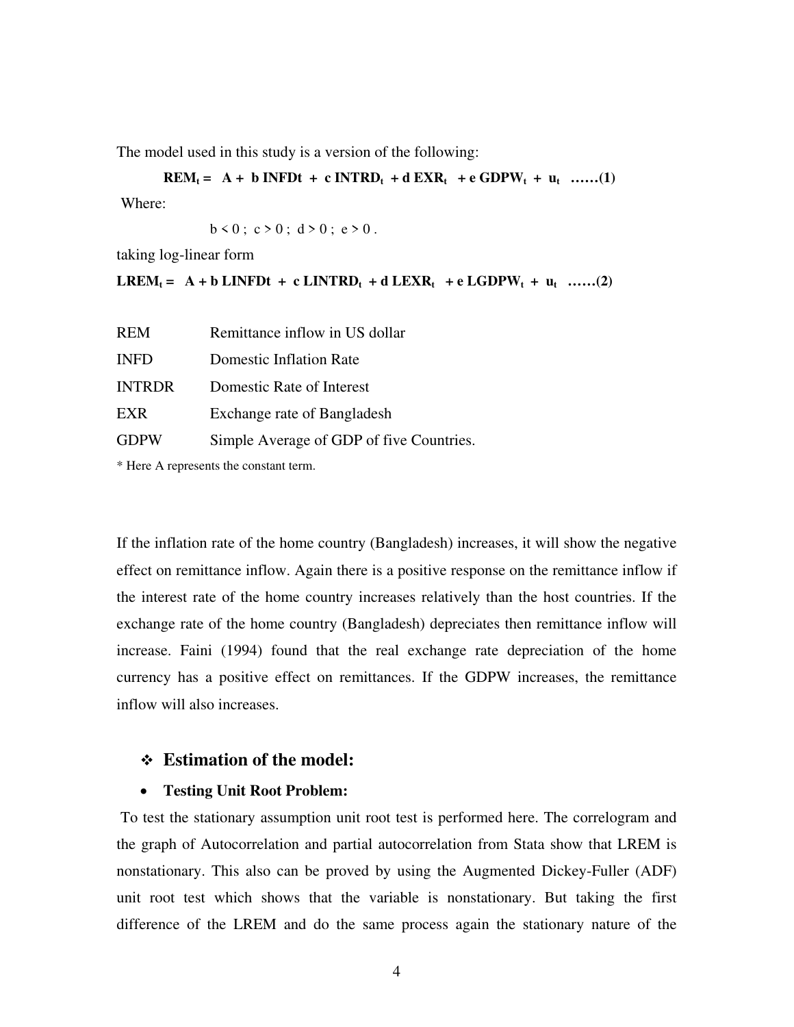The model used in this study is a version of the following:

$$\mathbf{REM_t = A + b\ INFDt + c\ INTRD_t + d\ EXR_t + e\ GDPW_t + u_t} \quad \text{……(1)}$$

Where:

$b < 0\ ;\ c > 0\ ;\ d > 0\ ;\ e > 0$ .

taking log-linear form

$$\mathbf{LREM_t = A + b\ LINFDt + c\ LINTRD_t + d\ LEXR_t + e\ LGDPW_t + u_t} \quad \text{……(2)}$$

| | |
|---|---|
| REM | Remittance inflow in US dollar |
| INFD | Domestic Inflation Rate |
| INTRDR | Domestic Rate of Interest |
| EXR | Exchange rate of Bangladesh |
| GDPW | Simple Average of GDP of five Countries. |

\* Here A represents the constant term.

If the inflation rate of the home country (Bangladesh) increases, it will show the negative effect on remittance inflow. Again there is a positive response on the remittance inflow if the interest rate of the home country increases relatively than the host countries. If the exchange rate of the home country (Bangladesh) depreciates then remittance inflow will increase. Faini (1994) found that the real exchange rate depreciation of the home currency has a positive effect on remittances. If the GDPW increases, the remittance inflow will also increases.

## ❖ Estimation of the model:

- **Testing Unit Root Problem:**

To test the stationary assumption unit root test is performed here. The correlogram and the graph of Autocorrelation and partial autocorrelation from Stata show that LREM is nonstationary. This also can be proved by using the Augmented Dickey-Fuller (ADF) unit root test which shows that the variable is nonstationary. But taking the first difference of the LREM and do the same process again the stationary nature of the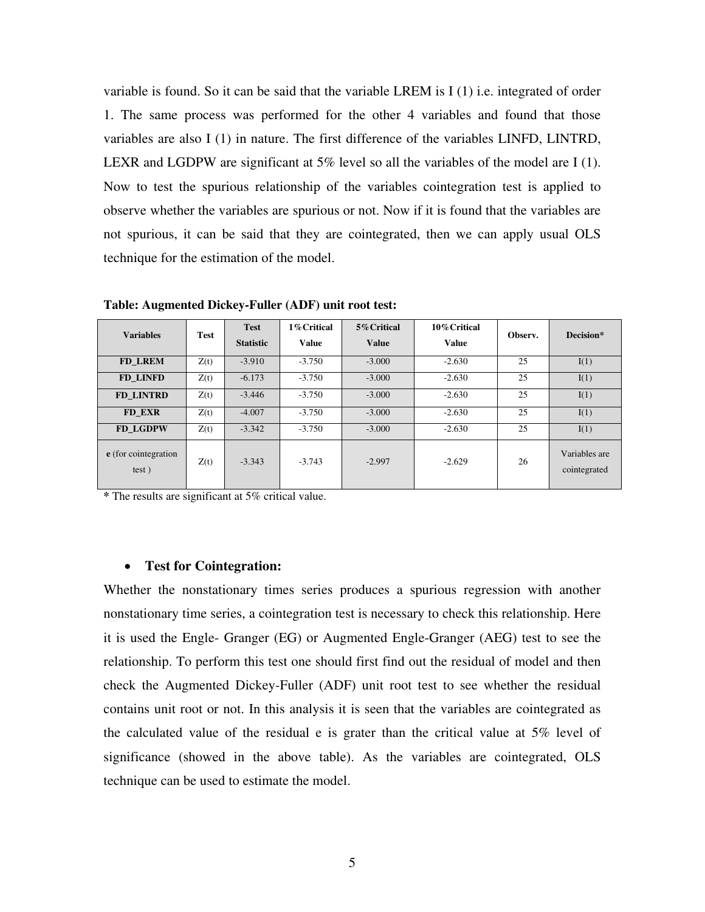variable is found. So it can be said that the variable LREM is I (1) i.e. integrated of order 1. The same process was performed for the other 4 variables and found that those variables are also I (1) in nature. The first difference of the variables LINFD, LINTRD, LEXR and LGDPW are significant at 5% level so all the variables of the model are I (1). Now to test the spurious relationship of the variables cointegration test is applied to observe whether the variables are spurious or not. Now if it is found that the variables are not spurious, it can be said that they are cointegrated, then we can apply usual OLS technique for the estimation of the model.

**Table: Augmented Dickey-Fuller (ADF) unit root test:**

| Variables | Test | Test Statistic | 1% Critical Value | 5% Critical Value | 10% Critical Value | Observ. | Decision* |
|---|---|---|---|---|---|---|---|
| **FD_LREM** | Z(t) | -3.910 | -3.750 | -3.000 | -2.630 | 25 | I(1) |
| **FD_LINFD** | Z(t) | -6.173 | -3.750 | -3.000 | -2.630 | 25 | I(1) |
| **FD_LINTRD** | Z(t) | -3.446 | -3.750 | -3.000 | -2.630 | 25 | I(1) |
| **FD_EXR** | Z(t) | -4.007 | -3.750 | -3.000 | -2.630 | 25 | I(1) |
| **FD_LGDPW** | Z(t) | -3.342 | -3.750 | -3.000 | -2.630 | 25 | I(1) |
| **e** (for cointegration test ) | Z(t) | -3.343 | -3.743 | -2.997 | -2.629 | 26 | Variables are cointegrated |

**\*** The results are significant at 5% critical value.

- **Test for Cointegration:**

Whether the nonstationary times series produces a spurious regression with another nonstationary time series, a cointegration test is necessary to check this relationship. Here it is used the Engle- Granger (EG) or Augmented Engle-Granger (AEG) test to see the relationship. To perform this test one should first find out the residual of model and then check the Augmented Dickey-Fuller (ADF) unit root test to see whether the residual contains unit root or not. In this analysis it is seen that the variables are cointegrated as the calculated value of the residual e is grater than the critical value at 5% level of significance (showed in the above table). As the variables are cointegrated, OLS technique can be used to estimate the model.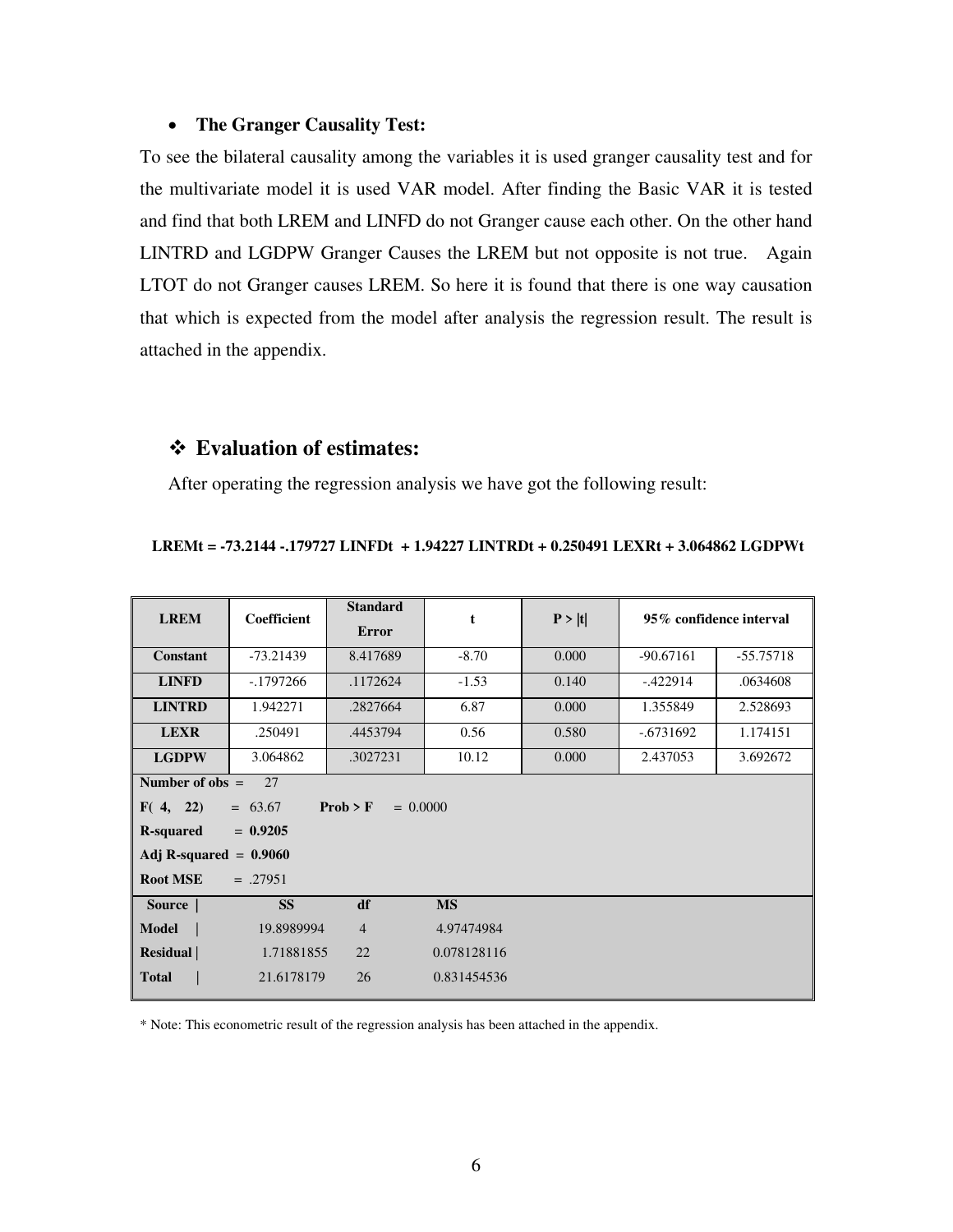- **The Granger Causality Test:**

To see the bilateral causality among the variables it is used granger causality test and for the multivariate model it is used VAR model. After finding the Basic VAR it is tested and find that both LREM and LINFD do not Granger cause each other. On the other hand LINTRD and LGDPW Granger Causes the LREM but not opposite is not true. Again LTOT do not Granger causes LREM. So here it is found that there is one way causation that which is expected from the model after analysis the regression result. The result is attached in the appendix.

## ❖ Evaluation of estimates:

After operating the regression analysis we have got the following result:

**LREMt = -73.2144 -.179727 LINFDt + 1.94227 LINTRDt + 0.250491 LEXRt + 3.064862 LGDPWt**

| LREM | Coefficient | Standard Error | t | P > \|t\| | 95% confidence interval | |
|---|---|---|---|---|---|---|
| Constant | -73.21439 | 8.417689 | -8.70 | 0.000 | -90.67161 | -55.75718 |
| LINFD | -.1797266 | .1172624 | -1.53 | 0.140 | -.422914 | .0634608 |
| LINTRD | 1.942271 | .2827664 | 6.87 | 0.000 | 1.355849 | 2.528693 |
| LEXR | .250491 | .4453794 | 0.56 | 0.580 | -.6731692 | 1.174151 |
| LGDPW | 3.064862 | .3027231 | 10.12 | 0.000 | 2.437053 | 3.692672 |

**Number of obs** = 27

**F( 4, 22)** = 63.67 **Prob > F** = 0.0000

**R-squared** = **0.9205**

**Adj R-squared** = **0.9060**

**Root MSE** = .27951

| Source | SS | df | MS |
|---|---|---|---|
| Model | 19.8989994 | 4 | 4.97474984 |
| Residual | 1.71881855 | 22 | 0.078128116 |
| Total | 21.6178179 | 26 | 0.831454536 |

* Note: This econometric result of the regression analysis has been attached in the appendix.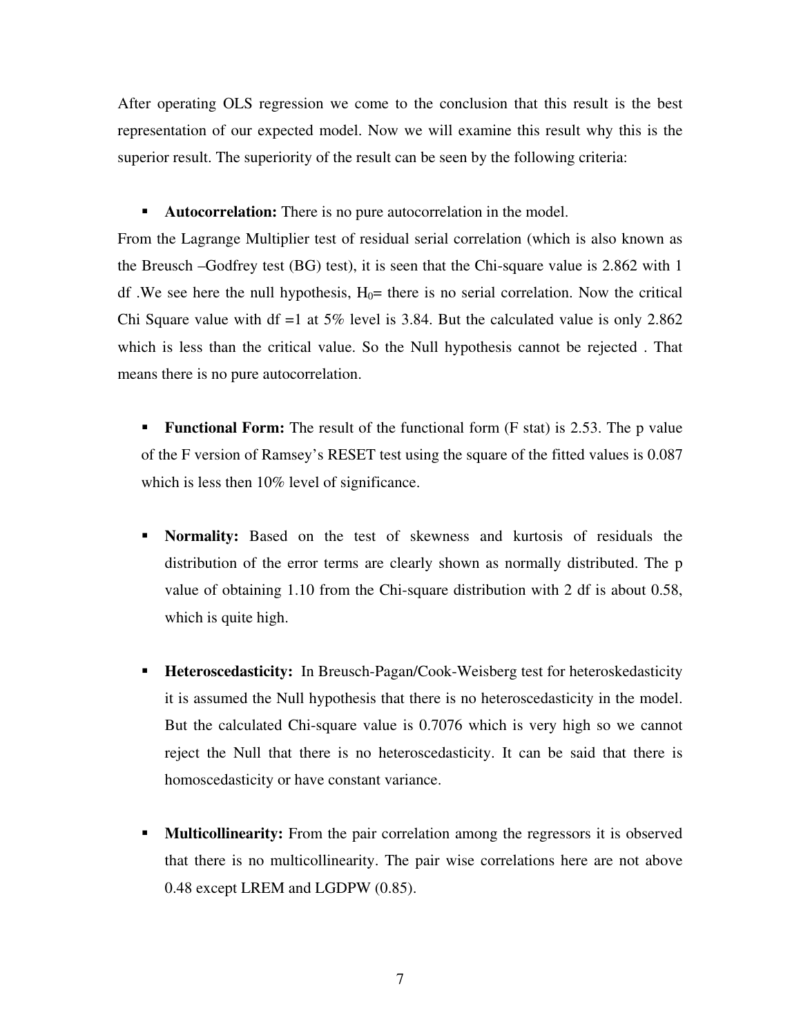After operating OLS regression we come to the conclusion that this result is the best representation of our expected model. Now we will examine this result why this is the superior result. The superiority of the result can be seen by the following criteria:

- **Autocorrelation:** There is no pure autocorrelation in the model.

From the Lagrange Multiplier test of residual serial correlation (which is also known as the Breusch –Godfrey test (BG) test), it is seen that the Chi-square value is 2.862 with 1 df .We see here the null hypothesis, $H_0$= there is no serial correlation. Now the critical Chi Square value with df =1 at 5% level is 3.84. But the calculated value is only 2.862 which is less than the critical value. So the Null hypothesis cannot be rejected . That means there is no pure autocorrelation.

- **Functional Form:** The result of the functional form (F stat) is 2.53. The p value of the F version of Ramsey's RESET test using the square of the fitted values is 0.087 which is less then 10% level of significance.

- **Normality:** Based on the test of skewness and kurtosis of residuals the distribution of the error terms are clearly shown as normally distributed. The p value of obtaining 1.10 from the Chi-square distribution with 2 df is about 0.58, which is quite high.

- **Heteroscedasticity:** In Breusch-Pagan/Cook-Weisberg test for heteroskedasticity it is assumed the Null hypothesis that there is no heteroscedasticity in the model. But the calculated Chi-square value is 0.7076 which is very high so we cannot reject the Null that there is no heteroscedasticity. It can be said that there is homoscedasticity or have constant variance.

- **Multicollinearity:** From the pair correlation among the regressors it is observed that there is no multicollinearity. The pair wise correlations here are not above 0.48 except LREM and LGDPW (0.85).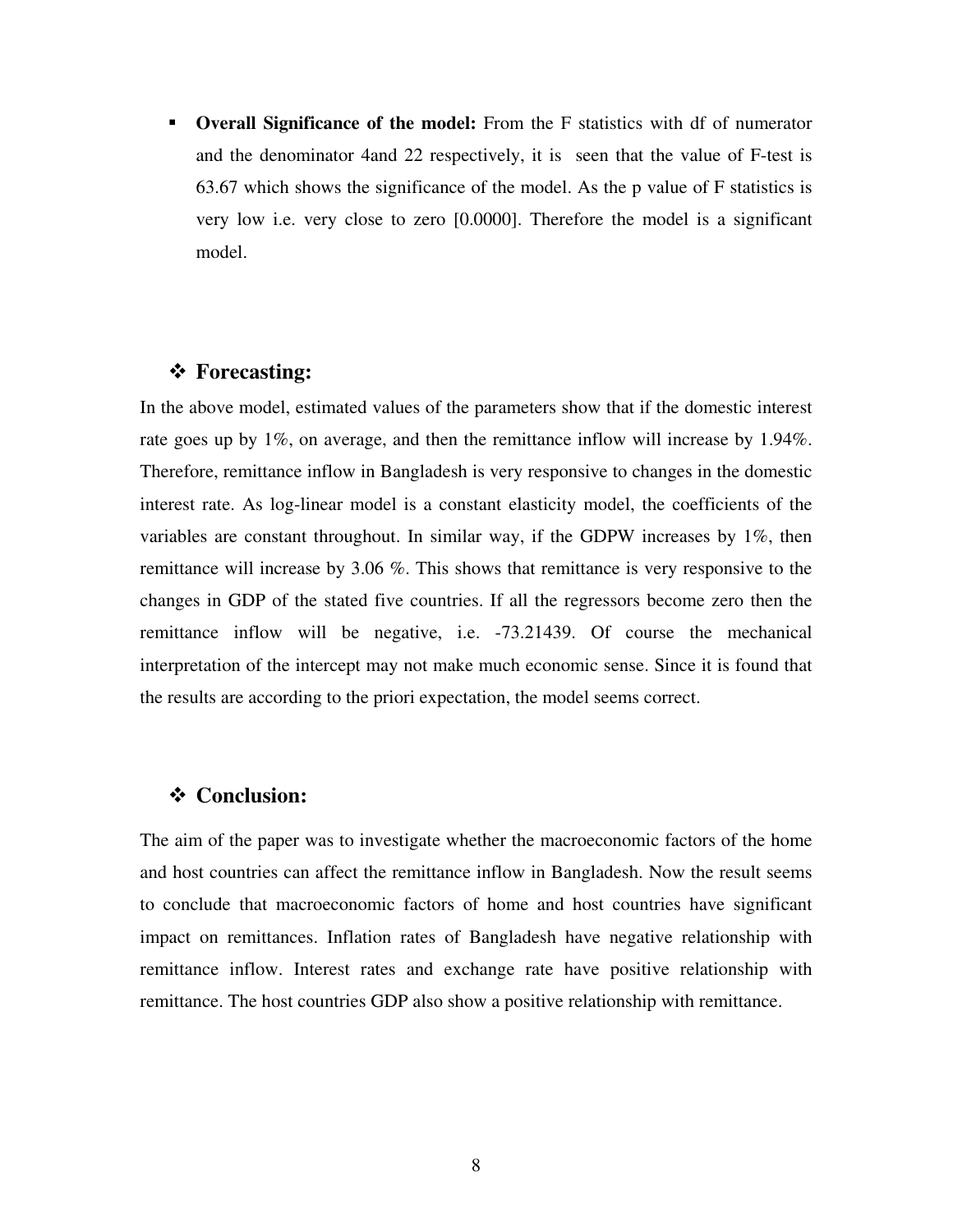- **Overall Significance of the model:** From the F statistics with df of numerator and the denominator 4and 22 respectively, it is seen that the value of F-test is 63.67 which shows the significance of the model. As the p value of F statistics is very low i.e. very close to zero [0.0000]. Therefore the model is a significant model.

## ❖ Forecasting:

In the above model, estimated values of the parameters show that if the domestic interest rate goes up by 1%, on average, and then the remittance inflow will increase by 1.94%. Therefore, remittance inflow in Bangladesh is very responsive to changes in the domestic interest rate. As log-linear model is a constant elasticity model, the coefficients of the variables are constant throughout. In similar way, if the GDPW increases by 1%, then remittance will increase by 3.06 %. This shows that remittance is very responsive to the changes in GDP of the stated five countries. If all the regressors become zero then the remittance inflow will be negative, i.e. -73.21439. Of course the mechanical interpretation of the intercept may not make much economic sense. Since it is found that the results are according to the priori expectation, the model seems correct.

## ❖ Conclusion:

The aim of the paper was to investigate whether the macroeconomic factors of the home and host countries can affect the remittance inflow in Bangladesh. Now the result seems to conclude that macroeconomic factors of home and host countries have significant impact on remittances. Inflation rates of Bangladesh have negative relationship with remittance inflow. Interest rates and exchange rate have positive relationship with remittance. The host countries GDP also show a positive relationship with remittance.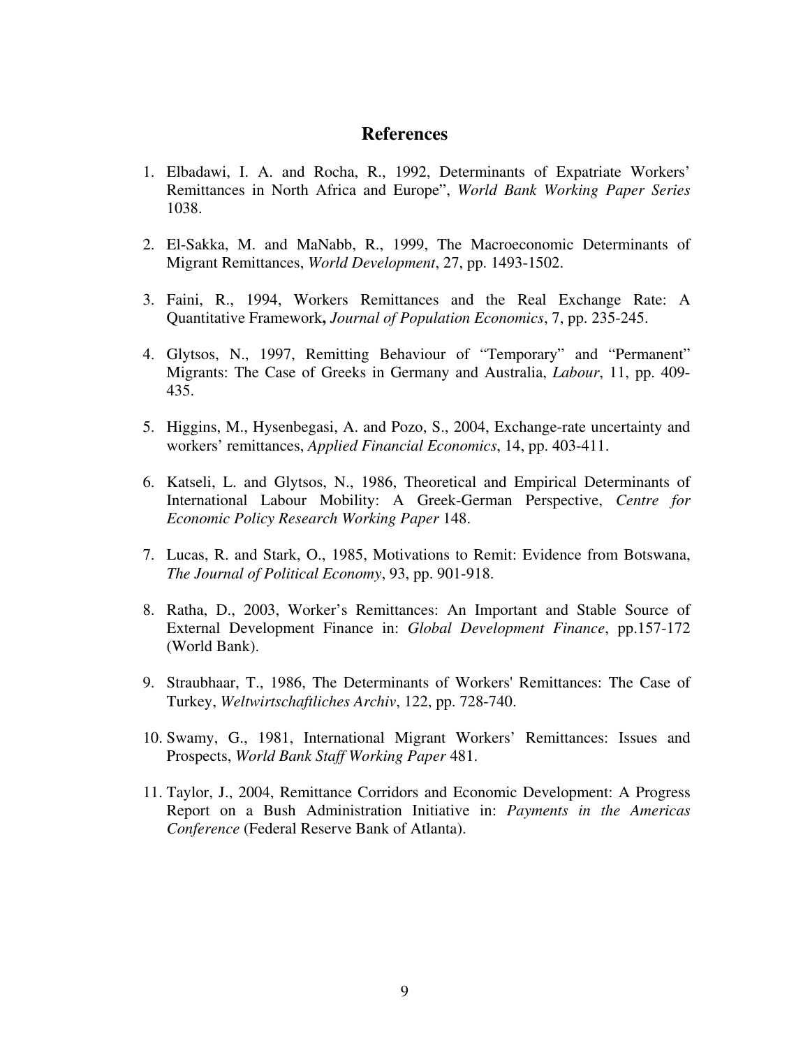# References

1. Elbadawi, I. A. and Rocha, R., 1992, Determinants of Expatriate Workers' Remittances in North Africa and Europe", *World Bank Working Paper Series* 1038.

2. El-Sakka, M. and MaNabb, R., 1999, The Macroeconomic Determinants of Migrant Remittances, *World Development*, 27, pp. 1493-1502.

3. Faini, R., 1994, Workers Remittances and the Real Exchange Rate: A Quantitative Framework**,** *Journal of Population Economics*, 7, pp. 235-245.

4. Glytsos, N., 1997, Remitting Behaviour of "Temporary" and "Permanent" Migrants: The Case of Greeks in Germany and Australia, *Labour*, 11, pp. 409-435.

5. Higgins, M., Hysenbegasi, A. and Pozo, S., 2004, Exchange-rate uncertainty and workers' remittances, *Applied Financial Economics*, 14, pp. 403-411.

6. Katseli, L. and Glytsos, N., 1986, Theoretical and Empirical Determinants of International Labour Mobility: A Greek-German Perspective, *Centre for Economic Policy Research Working Paper* 148.

7. Lucas, R. and Stark, O., 1985, Motivations to Remit: Evidence from Botswana, *The Journal of Political Economy*, 93, pp. 901-918.

8. Ratha, D., 2003, Worker's Remittances: An Important and Stable Source of External Development Finance in: *Global Development Finance*, pp.157-172 (World Bank).

9. Straubhaar, T., 1986, The Determinants of Workers' Remittances: The Case of Turkey, *Weltwirtschaftliches Archiv*, 122, pp. 728-740.

10. Swamy, G., 1981, International Migrant Workers' Remittances: Issues and Prospects, *World Bank Staff Working Paper* 481.

11. Taylor, J., 2004, Remittance Corridors and Economic Development: A Progress Report on a Bush Administration Initiative in: *Payments in the Americas Conference* (Federal Reserve Bank of Atlanta).